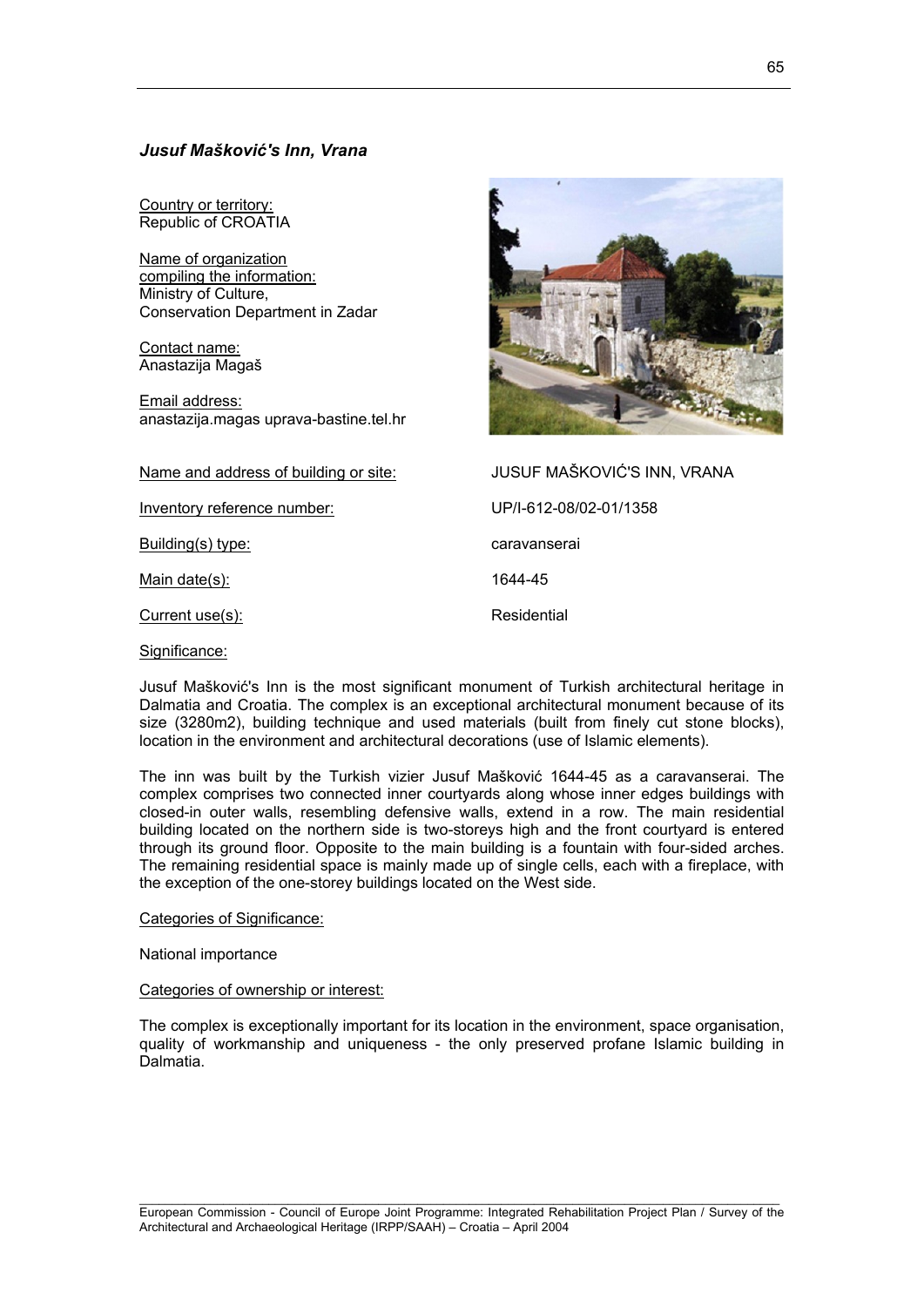### *Jusuf Mašković's Inn, Vrana*

Country or territory:
Republic of CROATIA

Name of organization compiling the information:
Ministry of Culture,
Conservation Department in Zadar

Contact name:
Anastazija Magaš

Email address:
anastazija.magas uprava-bastine.tel.hr

Name and address of building or site: JUSUF MAŠKOVIĆ'S INN, VRANA

Inventory reference number: UP/I-612-08/02-01/1358

Building(s) type: caravanserai

Main date(s): 1644-45

Current use(s): Residential

Significance:

Jusuf Mašković's Inn is the most significant monument of Turkish architectural heritage in Dalmatia and Croatia. The complex is an exceptional architectural monument because of its size (3280m2), building technique and used materials (built from finely cut stone blocks), location in the environment and architectural decorations (use of Islamic elements).

The inn was built by the Turkish vizier Jusuf Mašković 1644-45 as a caravanserai. The complex comprises two connected inner courtyards along whose inner edges buildings with closed-in outer walls, resembling defensive walls, extend in a row. The main residential building located on the northern side is two-storeys high and the front courtyard is entered through its ground floor. Opposite to the main building is a fountain with four-sided arches. The remaining residential space is mainly made up of single cells, each with a fireplace, with the exception of the one-storey buildings located on the West side.

Categories of Significance:

National importance

Categories of ownership or interest:

The complex is exceptionally important for its location in the environment, space organisation, quality of workmanship and uniqueness - the only preserved profane Islamic building in Dalmatia.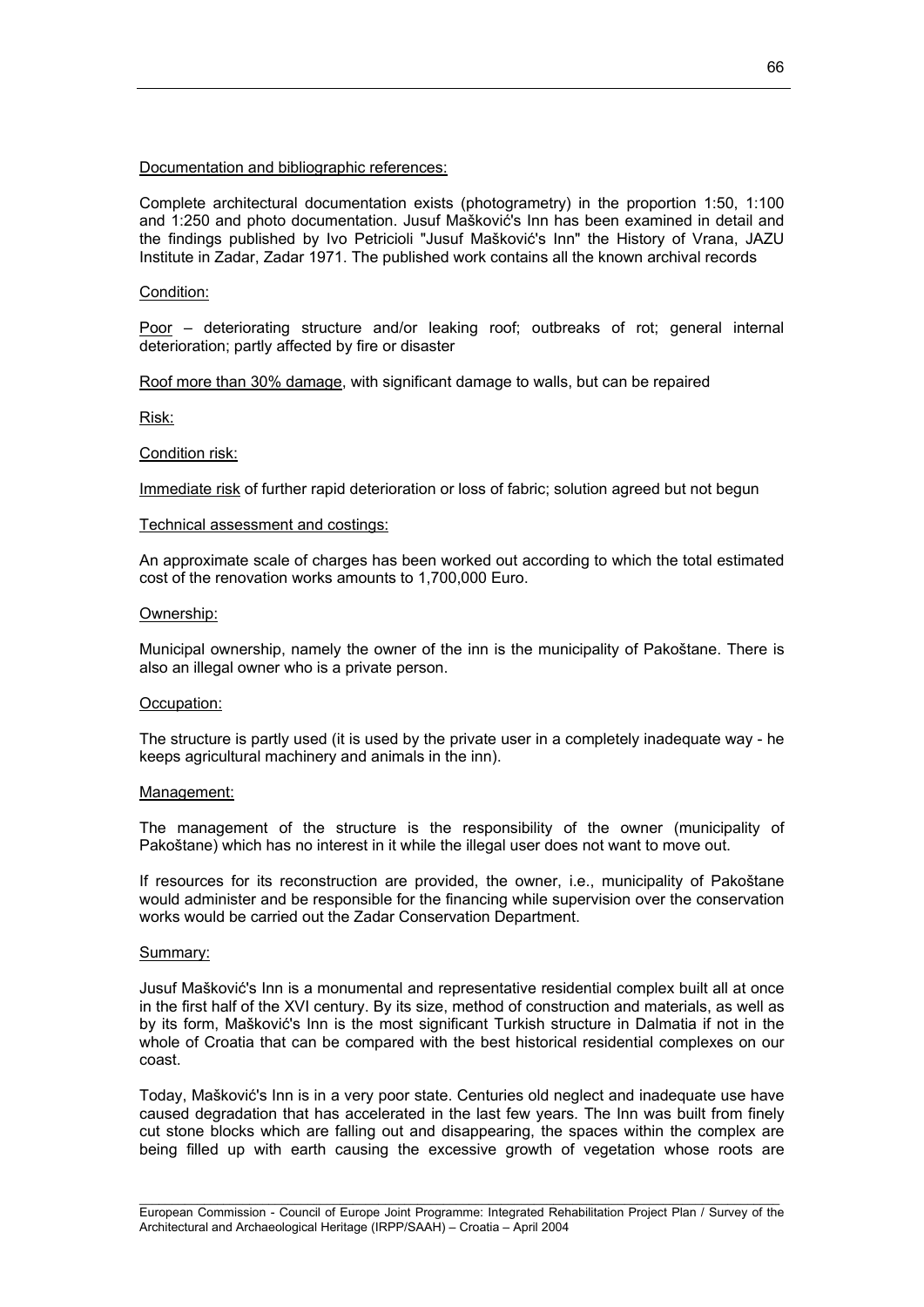Documentation and bibliographic references:

Complete architectural documentation exists (photogrametry) in the proportion 1:50, 1:100 and 1:250 and photo documentation. Jusuf Mašković's Inn has been examined in detail and the findings published by Ivo Petricioli "Jusuf Mašković's Inn" the History of Vrana, JAZU Institute in Zadar, Zadar 1971. The published work contains all the known archival records

Condition:

Poor – deteriorating structure and/or leaking roof; outbreaks of rot; general internal deterioration; partly affected by fire or disaster

Roof more than 30% damage, with significant damage to walls, but can be repaired

Risk:

Condition risk:

Immediate risk of further rapid deterioration or loss of fabric; solution agreed but not begun

Technical assessment and costings:

An approximate scale of charges has been worked out according to which the total estimated cost of the renovation works amounts to 1,700,000 Euro.

Ownership:

Municipal ownership, namely the owner of the inn is the municipality of Pakoštane. There is also an illegal owner who is a private person.

Occupation:

The structure is partly used (it is used by the private user in a completely inadequate way - he keeps agricultural machinery and animals in the inn).

Management:

The management of the structure is the responsibility of the owner (municipality of Pakoštane) which has no interest in it while the illegal user does not want to move out.

If resources for its reconstruction are provided, the owner, i.e., municipality of Pakoštane would administer and be responsible for the financing while supervision over the conservation works would be carried out the Zadar Conservation Department.

Summary:

Jusuf Mašković's Inn is a monumental and representative residential complex built all at once in the first half of the XVI century. By its size, method of construction and materials, as well as by its form, Mašković's Inn is the most significant Turkish structure in Dalmatia if not in the whole of Croatia that can be compared with the best historical residential complexes on our coast.

Today, Mašković's Inn is in a very poor state. Centuries old neglect and inadequate use have caused degradation that has accelerated in the last few years. The Inn was built from finely cut stone blocks which are falling out and disappearing, the spaces within the complex are being filled up with earth causing the excessive growth of vegetation whose roots are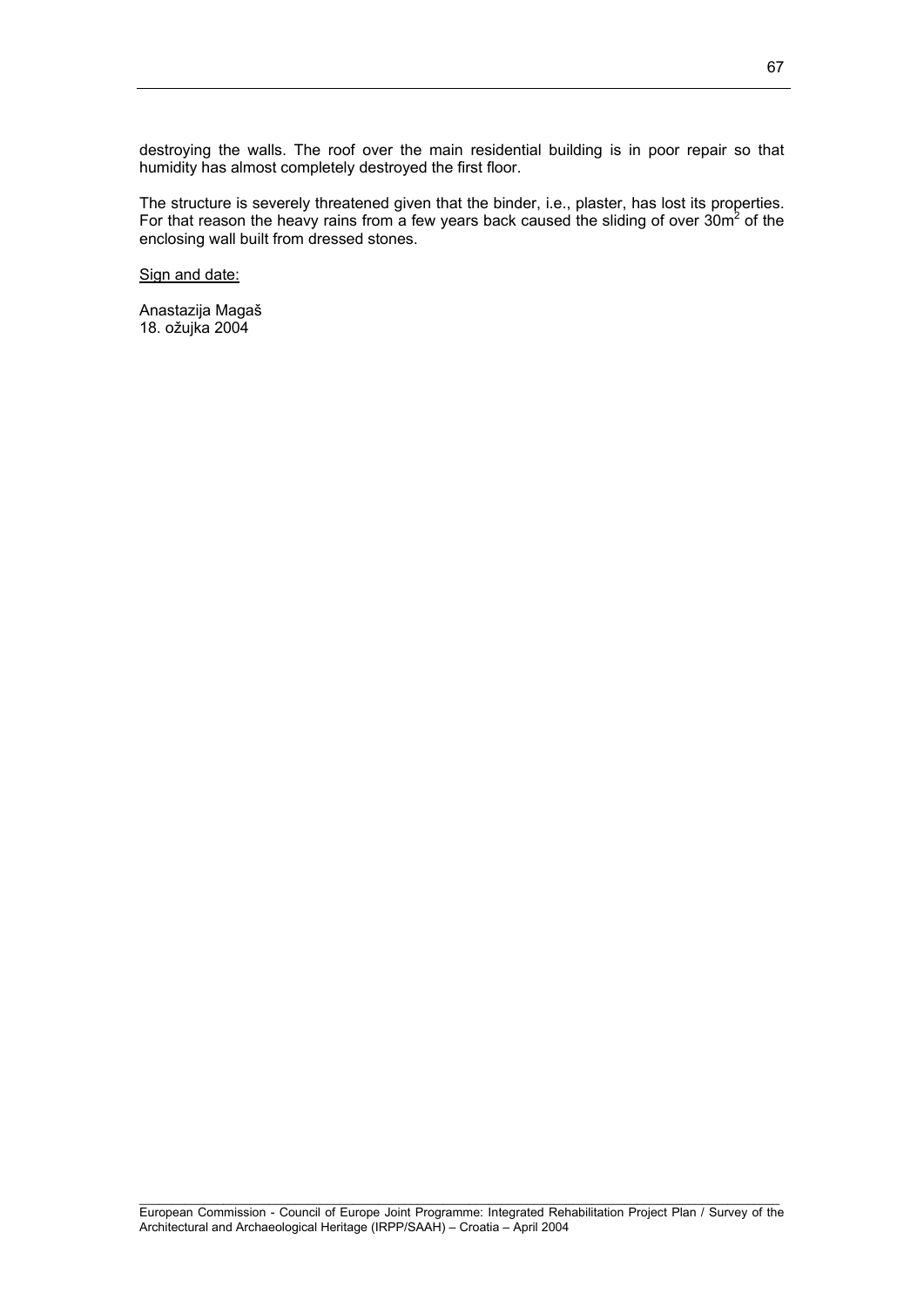destroying the walls. The roof over the main residential building is in poor repair so that humidity has almost completely destroyed the first floor.

The structure is severely threatened given that the binder, i.e., plaster, has lost its properties. For that reason the heavy rains from a few years back caused the sliding of over $30m^2$ of the enclosing wall built from dressed stones.

Sign and date:

Anastazija Magaš
18. ožujka 2004